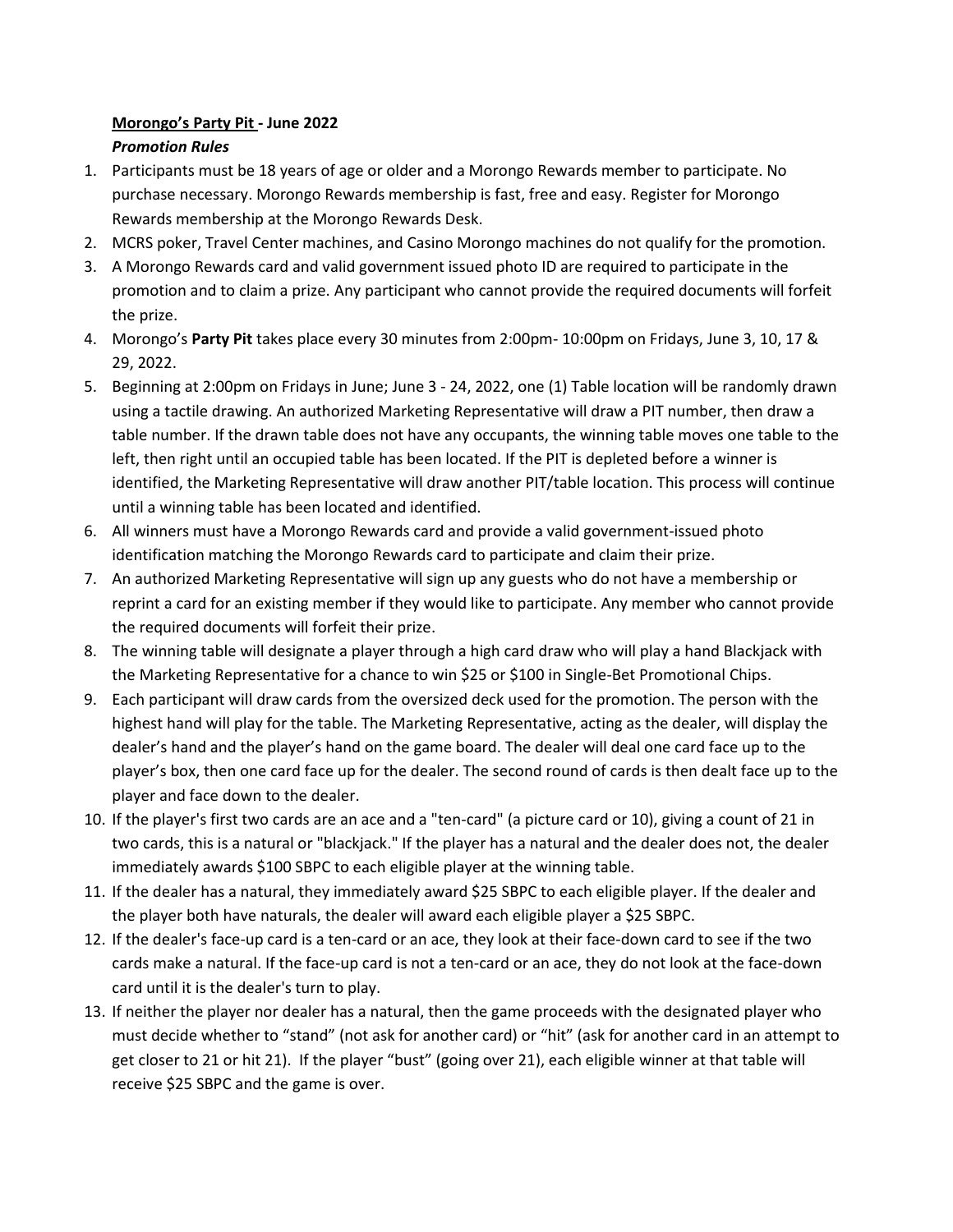**<u>Morongo's Party Pit</u> - June 2022**

***Promotion Rules***

1. Participants must be 18 years of age or older and a Morongo Rewards member to participate. No purchase necessary. Morongo Rewards membership is fast, free and easy. Register for Morongo Rewards membership at the Morongo Rewards Desk.
2. MCRS poker, Travel Center machines, and Casino Morongo machines do not qualify for the promotion.
3. A Morongo Rewards card and valid government issued photo ID are required to participate in the promotion and to claim a prize. Any participant who cannot provide the required documents will forfeit the prize.
4. Morongo's **Party Pit** takes place every 30 minutes from 2:00pm- 10:00pm on Fridays, June 3, 10, 17 & 29, 2022.
5. Beginning at 2:00pm on Fridays in June; June 3 - 24, 2022, one (1) Table location will be randomly drawn using a tactile drawing. An authorized Marketing Representative will draw a PIT number, then draw a table number. If the drawn table does not have any occupants, the winning table moves one table to the left, then right until an occupied table has been located. If the PIT is depleted before a winner is identified, the Marketing Representative will draw another PIT/table location. This process will continue until a winning table has been located and identified.
6. All winners must have a Morongo Rewards card and provide a valid government-issued photo identification matching the Morongo Rewards card to participate and claim their prize.
7. An authorized Marketing Representative will sign up any guests who do not have a membership or reprint a card for an existing member if they would like to participate. Any member who cannot provide the required documents will forfeit their prize.
8. The winning table will designate a player through a high card draw who will play a hand Blackjack with the Marketing Representative for a chance to win $25 or $100 in Single-Bet Promotional Chips.
9. Each participant will draw cards from the oversized deck used for the promotion. The person with the highest hand will play for the table. The Marketing Representative, acting as the dealer, will display the dealer's hand and the player's hand on the game board. The dealer will deal one card face up to the player's box, then one card face up for the dealer. The second round of cards is then dealt face up to the player and face down to the dealer.
10. If the player's first two cards are an ace and a "ten-card" (a picture card or 10), giving a count of 21 in two cards, this is a natural or "blackjack." If the player has a natural and the dealer does not, the dealer immediately awards $100 SBPC to each eligible player at the winning table.
11. If the dealer has a natural, they immediately award $25 SBPC to each eligible player. If the dealer and the player both have naturals, the dealer will award each eligible player a $25 SBPC.
12. If the dealer's face-up card is a ten-card or an ace, they look at their face-down card to see if the two cards make a natural. If the face-up card is not a ten-card or an ace, they do not look at the face-down card until it is the dealer's turn to play.
13. If neither the player nor dealer has a natural, then the game proceeds with the designated player who must decide whether to "stand" (not ask for another card) or "hit" (ask for another card in an attempt to get closer to 21 or hit 21). If the player "bust" (going over 21), each eligible winner at that table will receive $25 SBPC and the game is over.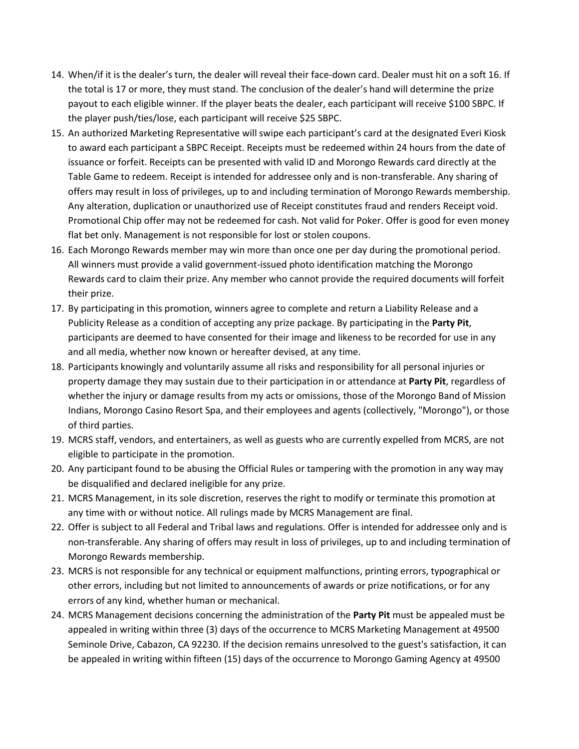14. When/if it is the dealer's turn, the dealer will reveal their face-down card. Dealer must hit on a soft 16. If the total is 17 or more, they must stand. The conclusion of the dealer's hand will determine the prize payout to each eligible winner. If the player beats the dealer, each participant will receive $100 SBPC. If the player push/ties/lose, each participant will receive $25 SBPC.
15. An authorized Marketing Representative will swipe each participant's card at the designated Everi Kiosk to award each participant a SBPC Receipt. Receipts must be redeemed within 24 hours from the date of issuance or forfeit. Receipts can be presented with valid ID and Morongo Rewards card directly at the Table Game to redeem. Receipt is intended for addressee only and is non-transferable. Any sharing of offers may result in loss of privileges, up to and including termination of Morongo Rewards membership. Any alteration, duplication or unauthorized use of Receipt constitutes fraud and renders Receipt void. Promotional Chip offer may not be redeemed for cash. Not valid for Poker. Offer is good for even money flat bet only. Management is not responsible for lost or stolen coupons.
16. Each Morongo Rewards member may win more than once one per day during the promotional period. All winners must provide a valid government-issued photo identification matching the Morongo Rewards card to claim their prize. Any member who cannot provide the required documents will forfeit their prize.
17. By participating in this promotion, winners agree to complete and return a Liability Release and a Publicity Release as a condition of accepting any prize package. By participating in the **Party Pit**, participants are deemed to have consented for their image and likeness to be recorded for use in any and all media, whether now known or hereafter devised, at any time.
18. Participants knowingly and voluntarily assume all risks and responsibility for all personal injuries or property damage they may sustain due to their participation in or attendance at **Party Pit**, regardless of whether the injury or damage results from my acts or omissions, those of the Morongo Band of Mission Indians, Morongo Casino Resort Spa, and their employees and agents (collectively, "Morongo"), or those of third parties.
19. MCRS staff, vendors, and entertainers, as well as guests who are currently expelled from MCRS, are not eligible to participate in the promotion.
20. Any participant found to be abusing the Official Rules or tampering with the promotion in any way may be disqualified and declared ineligible for any prize.
21. MCRS Management, in its sole discretion, reserves the right to modify or terminate this promotion at any time with or without notice. All rulings made by MCRS Management are final.
22. Offer is subject to all Federal and Tribal laws and regulations. Offer is intended for addressee only and is non-transferable. Any sharing of offers may result in loss of privileges, up to and including termination of Morongo Rewards membership.
23. MCRS is not responsible for any technical or equipment malfunctions, printing errors, typographical or other errors, including but not limited to announcements of awards or prize notifications, or for any errors of any kind, whether human or mechanical.
24. MCRS Management decisions concerning the administration of the **Party Pit** must be appealed must be appealed in writing within three (3) days of the occurrence to MCRS Marketing Management at 49500 Seminole Drive, Cabazon, CA 92230. If the decision remains unresolved to the guest's satisfaction, it can be appealed in writing within fifteen (15) days of the occurrence to Morongo Gaming Agency at 49500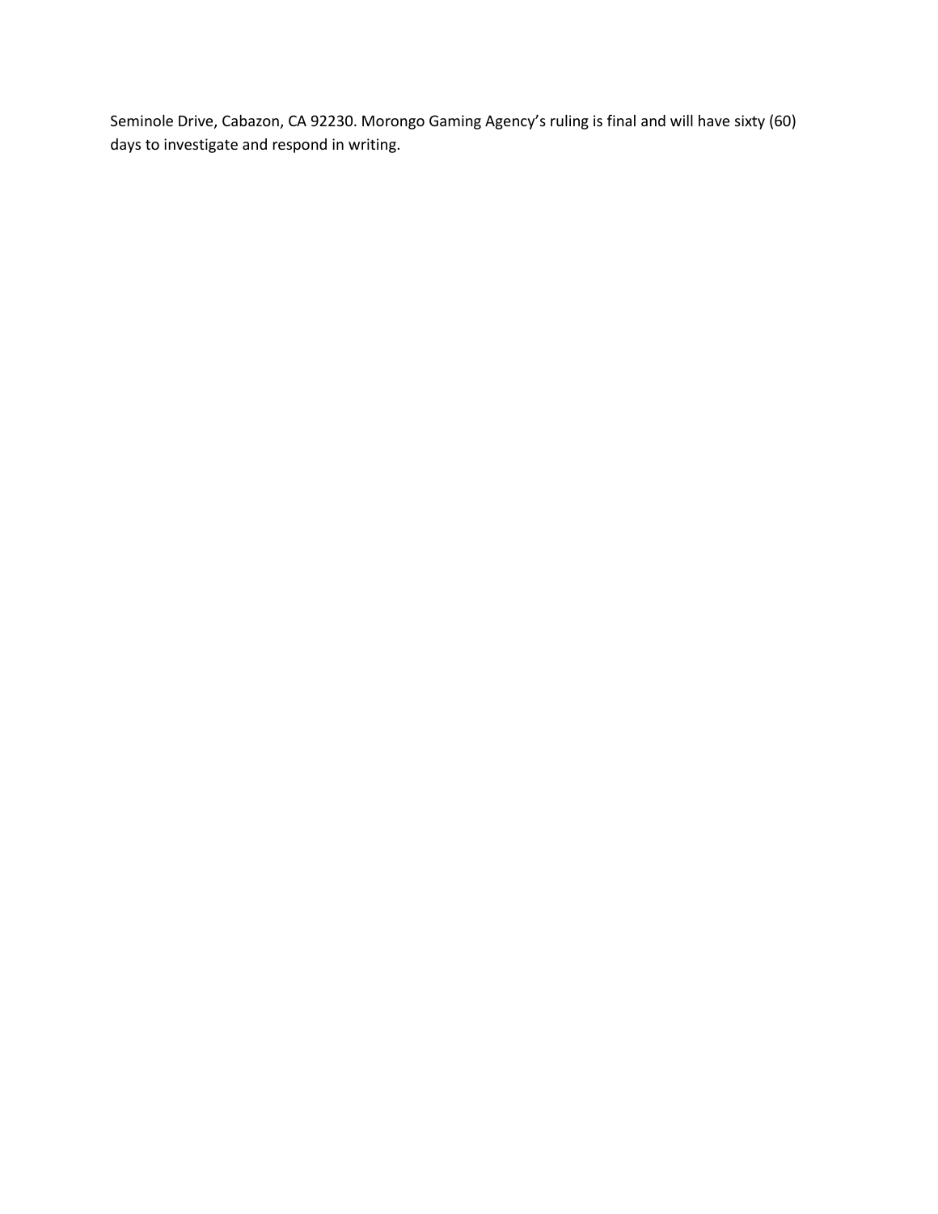Seminole Drive, Cabazon, CA 92230. Morongo Gaming Agency's ruling is final and will have sixty (60) days to investigate and respond in writing.